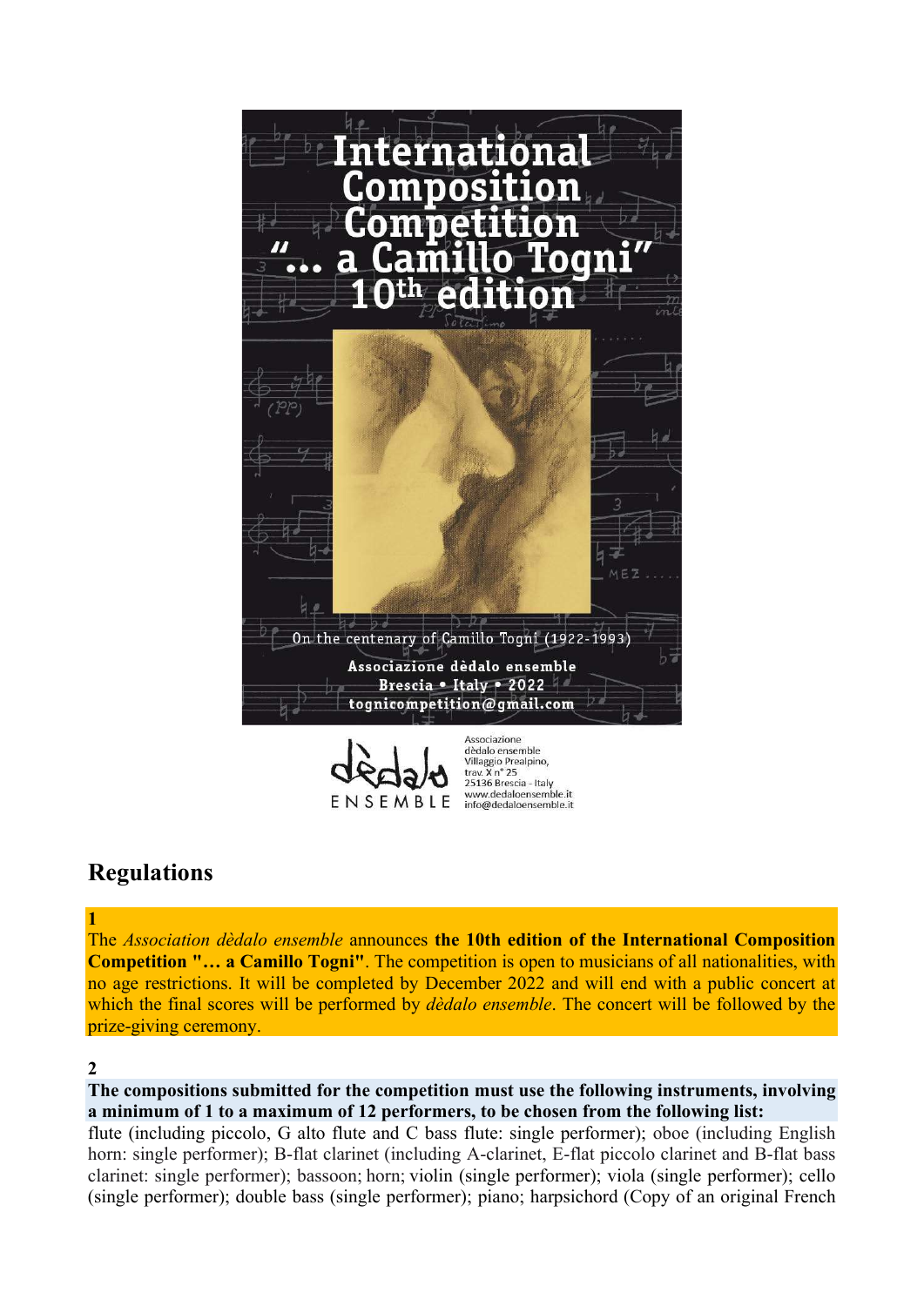# International Composition Competition "… a Camillo Togni" 10th edition

On the centenary of Camillo Togni (1922-1993)

**Associazione dèdalo ensemble**
**Brescia • Italy • 2022**
**tognicompetition@gmail.com**

dèdalo ENSEMBLE

Associazione
dèdalo ensemble
Villaggio Prealpino,
trav. X n° 25
25136 Brescia - Italy
www.dedaloensemble.it
info@dedaloensemble.it

## Regulations

**1**

The *Association dèdalo ensemble* announces **the 10th edition of the International Composition Competition "… a Camillo Togni"**. The competition is open to musicians of all nationalities, with no age restrictions. It will be completed by December 2022 and will end with a public concert at which the final scores will be performed by *dèdalo ensemble*. The concert will be followed by the prize-giving ceremony.

**2**

**The compositions submitted for the competition must use the following instruments, involving a minimum of 1 to a maximum of 12 performers, to be chosen from the following list:**

flute (including piccolo, G alto flute and C bass flute: single performer); oboe (including English horn: single performer); B-flat clarinet (including A-clarinet, E-flat piccolo clarinet and B-flat bass clarinet: single performer); bassoon; horn; violin (single performer); viola (single performer); cello (single performer); double bass (single performer); piano; harpsichord (Copy of an original French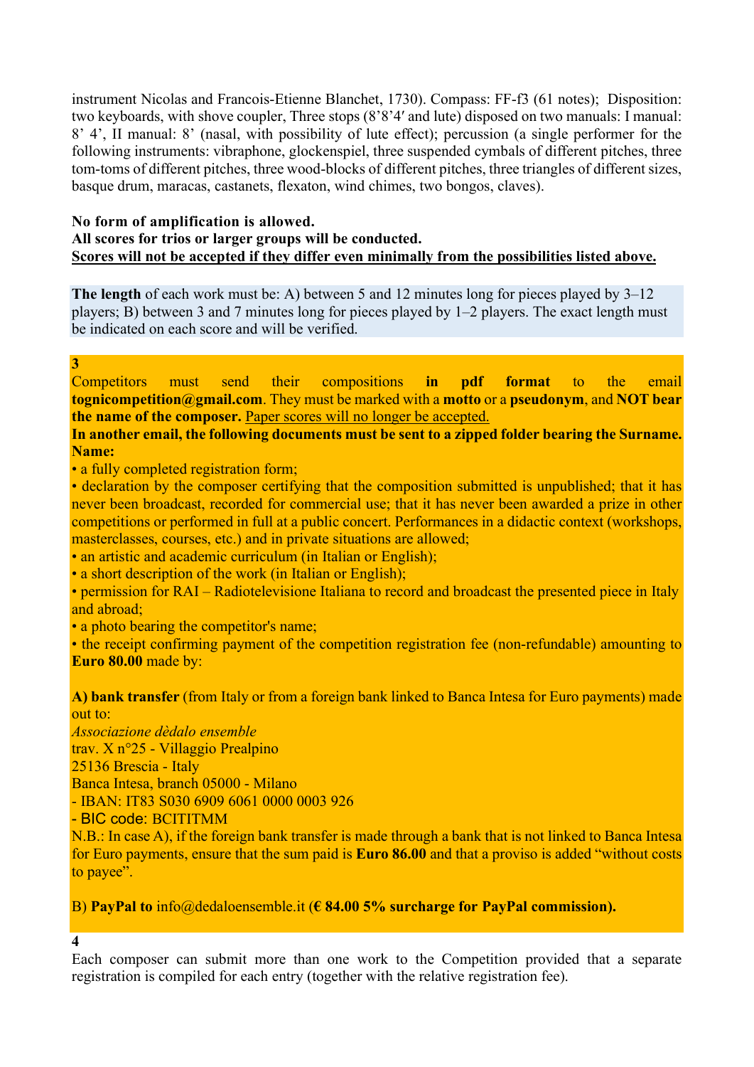instrument Nicolas and Francois-Etienne Blanchet, 1730). Compass: FF-f3 (61 notes); Disposition: two keyboards, with shove coupler, Three stops (8'8'4′ and lute) disposed on two manuals: I manual: 8' 4', II manual: 8' (nasal, with possibility of lute effect); percussion (a single performer for the following instruments: vibraphone, glockenspiel, three suspended cymbals of different pitches, three tom-toms of different pitches, three wood-blocks of different pitches, three triangles of different sizes, basque drum, maracas, castanets, flexaton, wind chimes, two bongos, claves).

**No form of amplification is allowed.**
**All scores for trios or larger groups will be conducted.**
**<u>Scores will not be accepted if they differ even minimally from the possibilities listed above.</u>**

**The length** of each work must be: A) between 5 and 12 minutes long for pieces played by 3–12 players; B) between 3 and 7 minutes long for pieces played by 1–2 players. The exact length must be indicated on each score and will be verified.

**3**

Competitors must send their compositions **in pdf format** to the email **tognicompetition@gmail.com**. They must be marked with a **motto** or a **pseudonym**, and **NOT bear the name of the composer.** <u>Paper scores will no longer be accepted.</u>

**In another email, the following documents must be sent to a zipped folder bearing the Surname. Name:**

- a fully completed registration form;
- declaration by the composer certifying that the composition submitted is unpublished; that it has never been broadcast, recorded for commercial use; that it has never been awarded a prize in other competitions or performed in full at a public concert. Performances in a didactic context (workshops, masterclasses, courses, etc.) and in private situations are allowed;
- an artistic and academic curriculum (in Italian or English);
- a short description of the work (in Italian or English);
- permission for RAI – Radiotelevisione Italiana to record and broadcast the presented piece in Italy and abroad;
- a photo bearing the competitor's name;
- the receipt confirming payment of the competition registration fee (non-refundable) amounting to **Euro 80.00** made by:

**A) bank transfer** (from Italy or from a foreign bank linked to Banca Intesa for Euro payments) made out to:

*Associazione dèdalo ensemble*
trav. X n°25 - Villaggio Prealpino
25136 Brescia - Italy
Banca Intesa, branch 05000 - Milano
- IBAN: IT83 S030 6909 6061 0000 0003 926
- BIC code: BCITITMM

N.B.: In case A), if the foreign bank transfer is made through a bank that is not linked to Banca Intesa for Euro payments, ensure that the sum paid is **Euro 86.00** and that a proviso is added "without costs to payee".

B) **PayPal to** info@dedaloensemble.it (**€ 84.00 5% surcharge for PayPal commission).**

**4**

Each composer can submit more than one work to the Competition provided that a separate registration is compiled for each entry (together with the relative registration fee).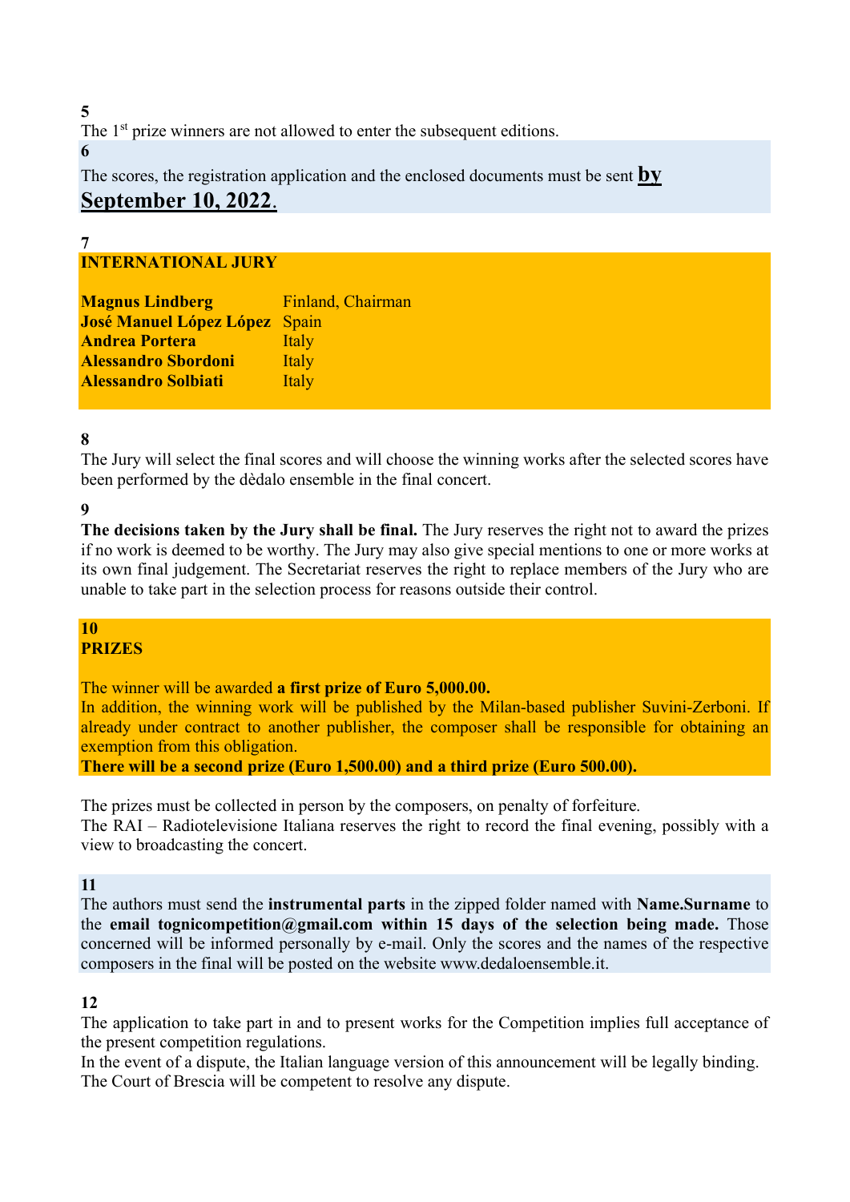**5**

The 1st prize winners are not allowed to enter the subsequent editions.

**6**

The scores, the registration application and the enclosed documents must be sent **by September 10, 2022**.

**7**

**INTERNATIONAL JURY**

| | |
|---|---|
| **Magnus Lindberg** | Finland, Chairman |
| **José Manuel López López** | Spain |
| **Andrea Portera** | Italy |
| **Alessandro Sbordoni** | Italy |
| **Alessandro Solbiati** | Italy |

**8**

The Jury will select the final scores and will choose the winning works after the selected scores have been performed by the dèdalo ensemble in the final concert.

**9**

**The decisions taken by the Jury shall be final.** The Jury reserves the right not to award the prizes if no work is deemed to be worthy. The Jury may also give special mentions to one or more works at its own final judgement. The Secretariat reserves the right to replace members of the Jury who are unable to take part in the selection process for reasons outside their control.

**10**

**PRIZES**

The winner will be awarded **a first prize of Euro 5,000.00.**
In addition, the winning work will be published by the Milan-based publisher Suvini-Zerboni. If already under contract to another publisher, the composer shall be responsible for obtaining an exemption from this obligation.
**There will be a second prize (Euro 1,500.00) and a third prize (Euro 500.00).**

The prizes must be collected in person by the composers, on penalty of forfeiture.
The RAI – Radiotelevisione Italiana reserves the right to record the final evening, possibly with a view to broadcasting the concert.

**11**

The authors must send the **instrumental parts** in the zipped folder named with **Name.Surname** to the **email tognicompetition@gmail.com within 15 days of the selection being made.** Those concerned will be informed personally by e-mail. Only the scores and the names of the respective composers in the final will be posted on the website www.dedaloensemble.it.

**12**

The application to take part in and to present works for the Competition implies full acceptance of the present competition regulations.
In the event of a dispute, the Italian language version of this announcement will be legally binding.
The Court of Brescia will be competent to resolve any dispute.